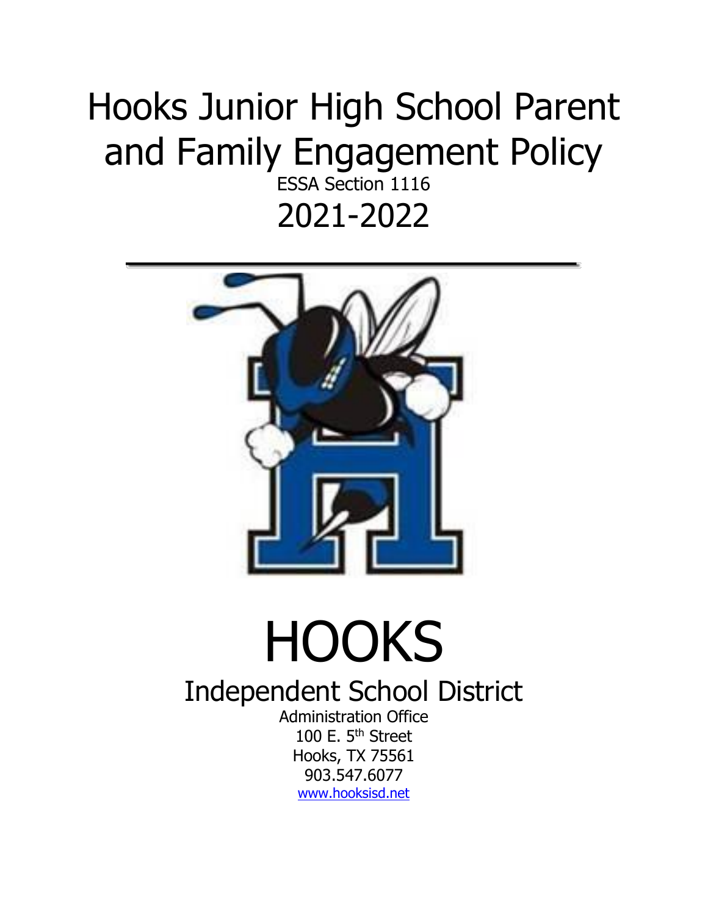# Hooks Junior High School Parent and Family Engagement Policy

ESSA Section 1116

2021-2022

# HOOKS

## Independent School District

Administration Office
100 E. 5th Street
Hooks, TX 75561
903.547.6077
www.hooksisd.net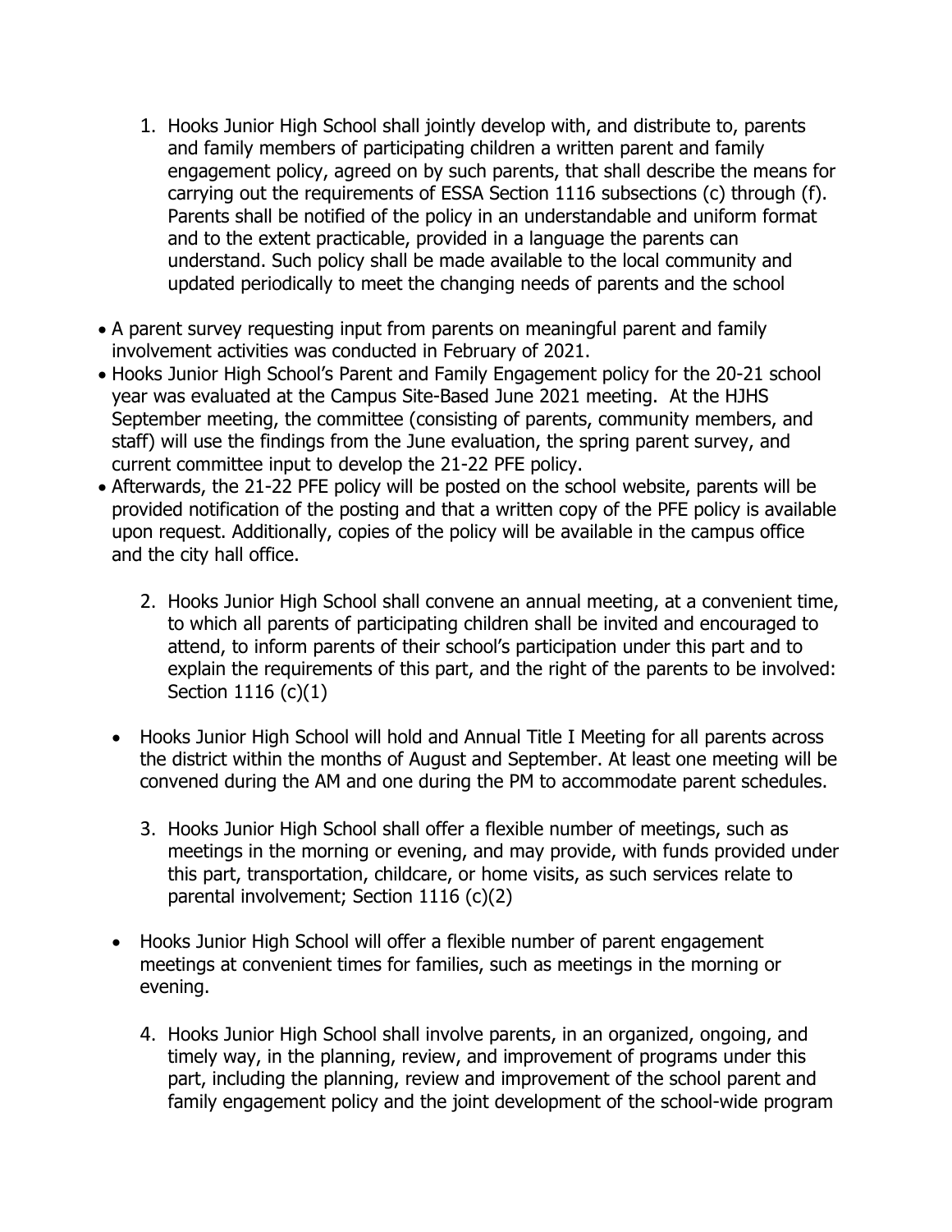1. Hooks Junior High School shall jointly develop with, and distribute to, parents and family members of participating children a written parent and family engagement policy, agreed on by such parents, that shall describe the means for carrying out the requirements of ESSA Section 1116 subsections (c) through (f). Parents shall be notified of the policy in an understandable and uniform format and to the extent practicable, provided in a language the parents can understand. Such policy shall be made available to the local community and updated periodically to meet the changing needs of parents and the school

- A parent survey requesting input from parents on meaningful parent and family involvement activities was conducted in February of 2021.
- Hooks Junior High School's Parent and Family Engagement policy for the 20-21 school year was evaluated at the Campus Site-Based June 2021 meeting. At the HJHS September meeting, the committee (consisting of parents, community members, and staff) will use the findings from the June evaluation, the spring parent survey, and current committee input to develop the 21-22 PFE policy.
- Afterwards, the 21-22 PFE policy will be posted on the school website, parents will be provided notification of the posting and that a written copy of the PFE policy is available upon request. Additionally, copies of the policy will be available in the campus office and the city hall office.

2. Hooks Junior High School shall convene an annual meeting, at a convenient time, to which all parents of participating children shall be invited and encouraged to attend, to inform parents of their school's participation under this part and to explain the requirements of this part, and the right of the parents to be involved: Section 1116 (c)(1)

- Hooks Junior High School will hold and Annual Title I Meeting for all parents across the district within the months of August and September. At least one meeting will be convened during the AM and one during the PM to accommodate parent schedules.

3. Hooks Junior High School shall offer a flexible number of meetings, such as meetings in the morning or evening, and may provide, with funds provided under this part, transportation, childcare, or home visits, as such services relate to parental involvement; Section 1116 (c)(2)

- Hooks Junior High School will offer a flexible number of parent engagement meetings at convenient times for families, such as meetings in the morning or evening.

4. Hooks Junior High School shall involve parents, in an organized, ongoing, and timely way, in the planning, review, and improvement of programs under this part, including the planning, review and improvement of the school parent and family engagement policy and the joint development of the school-wide program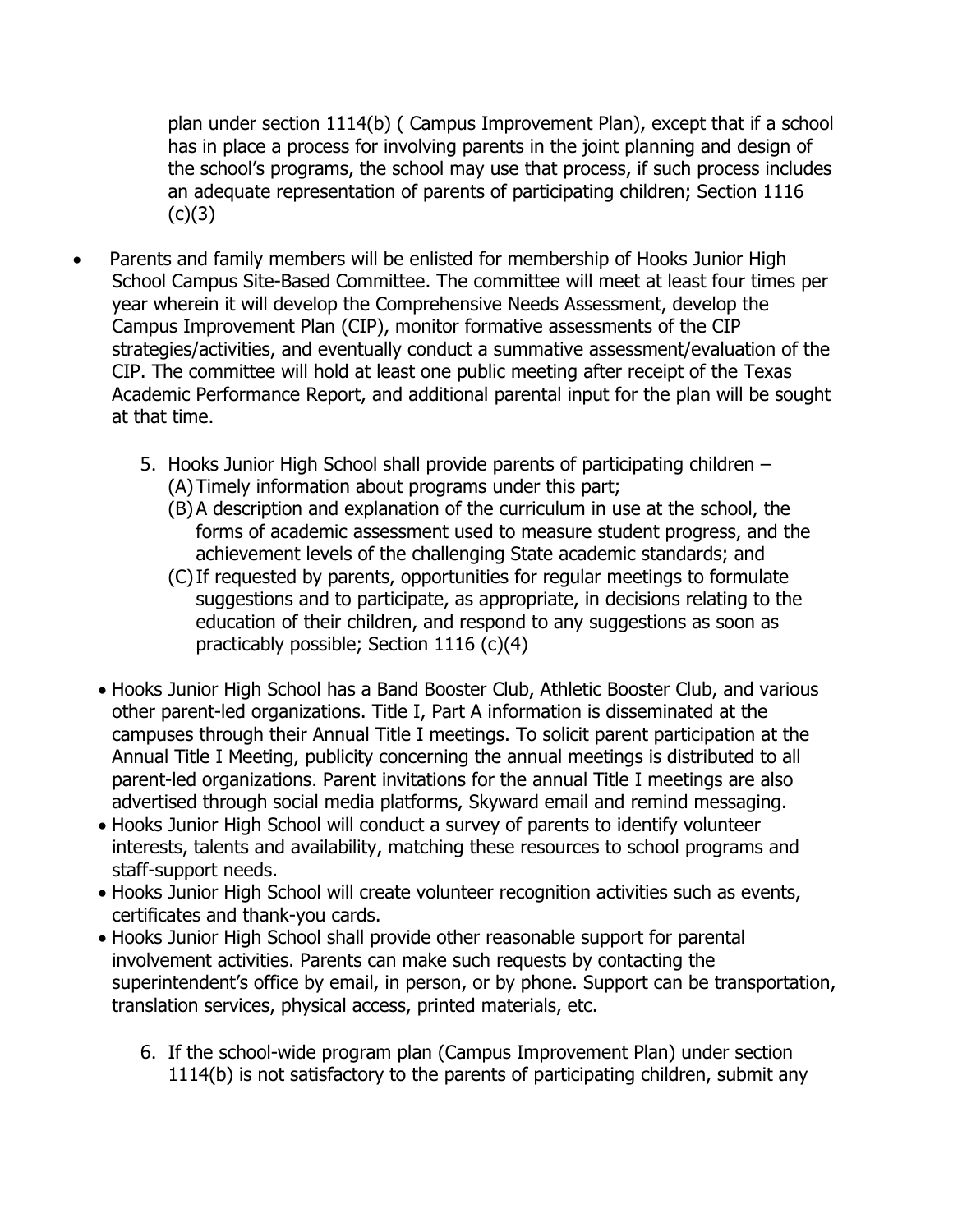plan under section 1114(b) ( Campus Improvement Plan), except that if a school has in place a process for involving parents in the joint planning and design of the school's programs, the school may use that process, if such process includes an adequate representation of parents of participating children; Section 1116 (c)(3)

- Parents and family members will be enlisted for membership of Hooks Junior High School Campus Site-Based Committee. The committee will meet at least four times per year wherein it will develop the Comprehensive Needs Assessment, develop the Campus Improvement Plan (CIP), monitor formative assessments of the CIP strategies/activities, and eventually conduct a summative assessment/evaluation of the CIP. The committee will hold at least one public meeting after receipt of the Texas Academic Performance Report, and additional parental input for the plan will be sought at that time.

5. Hooks Junior High School shall provide parents of participating children –
   (A) Timely information about programs under this part;
   (B) A description and explanation of the curriculum in use at the school, the forms of academic assessment used to measure student progress, and the achievement levels of the challenging State academic standards; and
   (C) If requested by parents, opportunities for regular meetings to formulate suggestions and to participate, as appropriate, in decisions relating to the education of their children, and respond to any suggestions as soon as practicably possible; Section 1116 (c)(4)

- Hooks Junior High School has a Band Booster Club, Athletic Booster Club, and various other parent-led organizations. Title I, Part A information is disseminated at the campuses through their Annual Title I meetings. To solicit parent participation at the Annual Title I Meeting, publicity concerning the annual meetings is distributed to all parent-led organizations. Parent invitations for the annual Title I meetings are also advertised through social media platforms, Skyward email and remind messaging.
- Hooks Junior High School will conduct a survey of parents to identify volunteer interests, talents and availability, matching these resources to school programs and staff-support needs.
- Hooks Junior High School will create volunteer recognition activities such as events, certificates and thank-you cards.
- Hooks Junior High School shall provide other reasonable support for parental involvement activities. Parents can make such requests by contacting the superintendent's office by email, in person, or by phone. Support can be transportation, translation services, physical access, printed materials, etc.

6. If the school-wide program plan (Campus Improvement Plan) under section 1114(b) is not satisfactory to the parents of participating children, submit any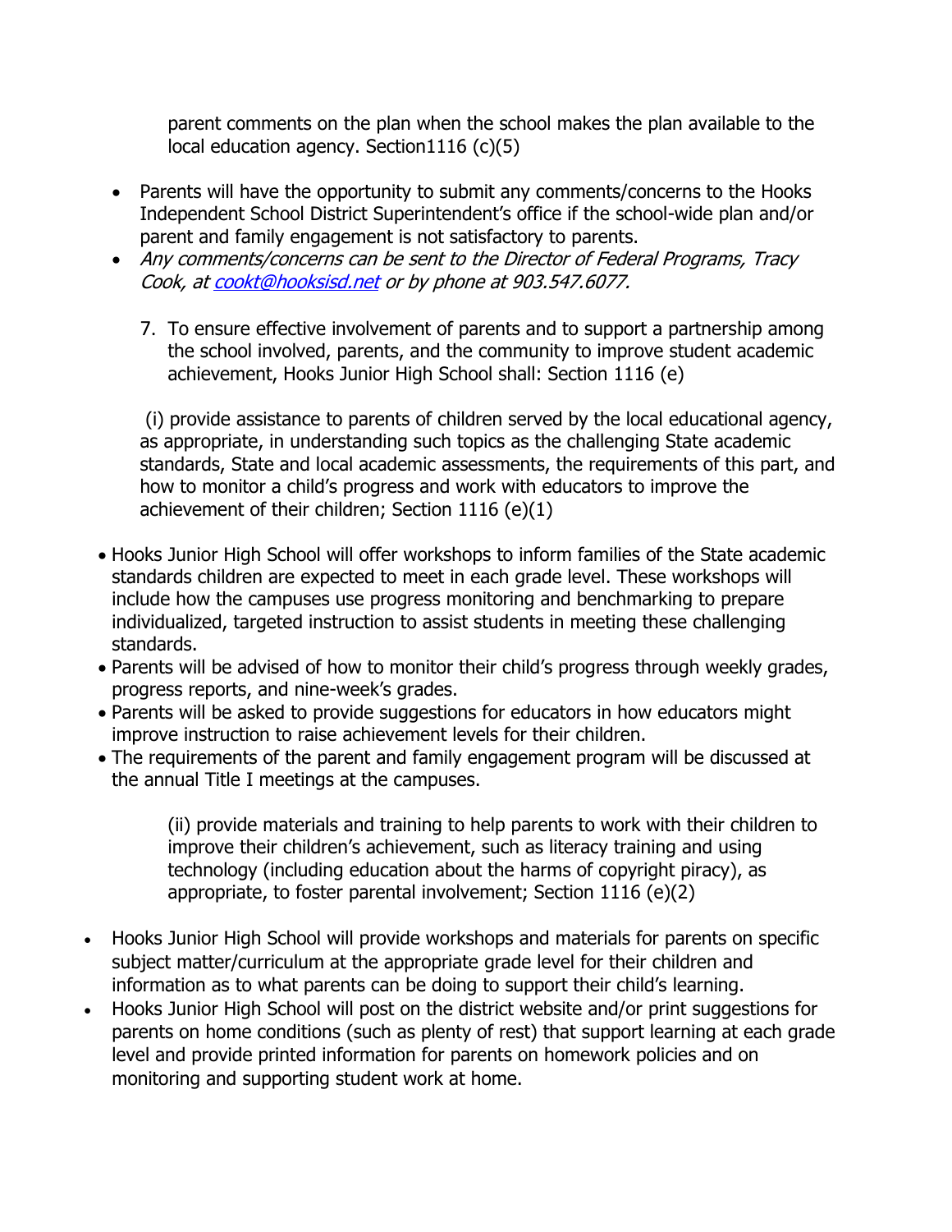parent comments on the plan when the school makes the plan available to the local education agency. Section1116 (c)(5)

- Parents will have the opportunity to submit any comments/concerns to the Hooks Independent School District Superintendent's office if the school-wide plan and/or parent and family engagement is not satisfactory to parents.
- *Any comments/concerns can be sent to the Director of Federal Programs, Tracy Cook, at [cookt@hooksisd.net](mailto:cookt@hooksisd.net) or by phone at 903.547.6077.*

7. To ensure effective involvement of parents and to support a partnership among the school involved, parents, and the community to improve student academic achievement, Hooks Junior High School shall: Section 1116 (e)

(i) provide assistance to parents of children served by the local educational agency, as appropriate, in understanding such topics as the challenging State academic standards, State and local academic assessments, the requirements of this part, and how to monitor a child's progress and work with educators to improve the achievement of their children; Section 1116 (e)(1)

- Hooks Junior High School will offer workshops to inform families of the State academic standards children are expected to meet in each grade level. These workshops will include how the campuses use progress monitoring and benchmarking to prepare individualized, targeted instruction to assist students in meeting these challenging standards.
- Parents will be advised of how to monitor their child's progress through weekly grades, progress reports, and nine-week's grades.
- Parents will be asked to provide suggestions for educators in how educators might improve instruction to raise achievement levels for their children.
- The requirements of the parent and family engagement program will be discussed at the annual Title I meetings at the campuses.

(ii) provide materials and training to help parents to work with their children to improve their children's achievement, such as literacy training and using technology (including education about the harms of copyright piracy), as appropriate, to foster parental involvement; Section 1116 (e)(2)

- Hooks Junior High School will provide workshops and materials for parents on specific subject matter/curriculum at the appropriate grade level for their children and information as to what parents can be doing to support their child's learning.
- Hooks Junior High School will post on the district website and/or print suggestions for parents on home conditions (such as plenty of rest) that support learning at each grade level and provide printed information for parents on homework policies and on monitoring and supporting student work at home.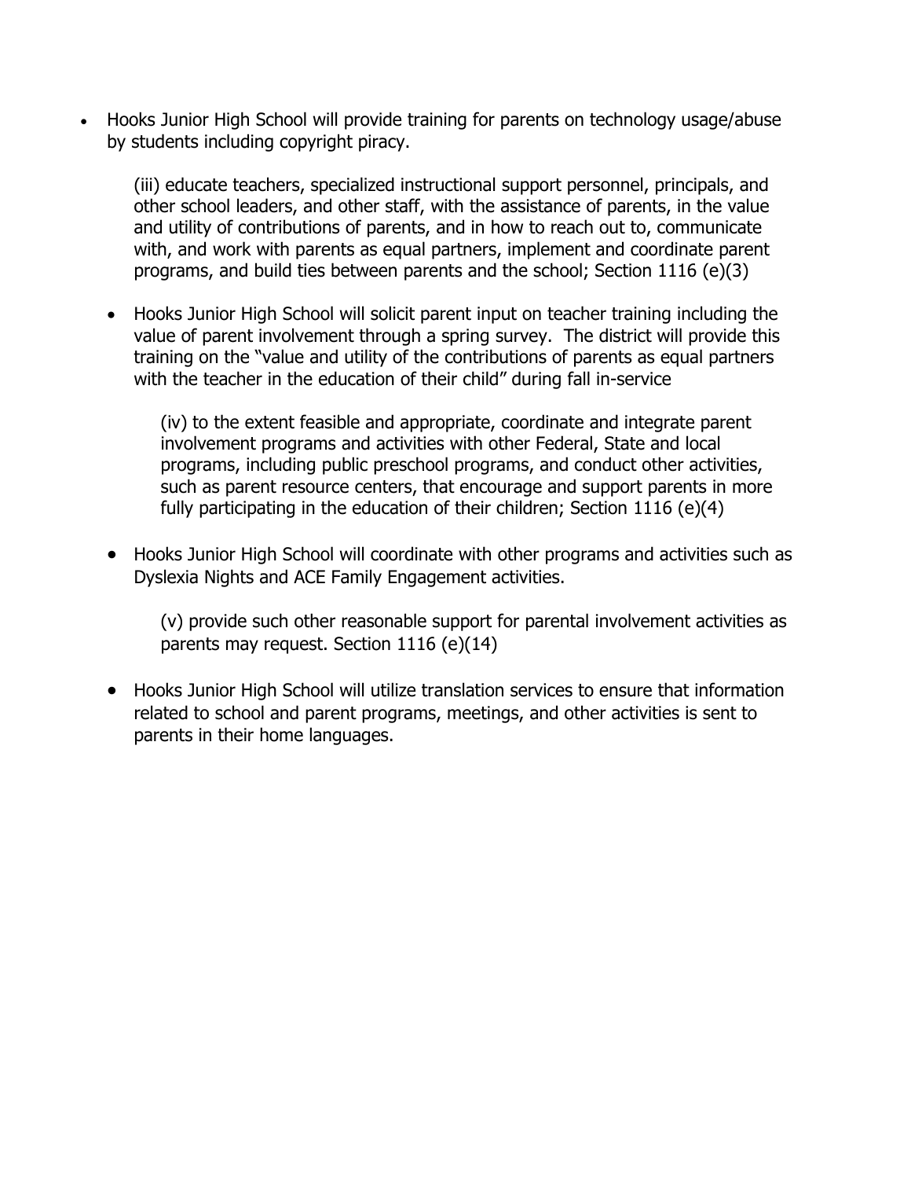- Hooks Junior High School will provide training for parents on technology usage/abuse by students including copyright piracy.

  (iii) educate teachers, specialized instructional support personnel, principals, and other school leaders, and other staff, with the assistance of parents, in the value and utility of contributions of parents, and in how to reach out to, communicate with, and work with parents as equal partners, implement and coordinate parent programs, and build ties between parents and the school; Section 1116 (e)(3)

  - Hooks Junior High School will solicit parent input on teacher training including the value of parent involvement through a spring survey. The district will provide this training on the "value and utility of the contributions of parents as equal partners with the teacher in the education of their child" during fall in-service

    (iv) to the extent feasible and appropriate, coordinate and integrate parent involvement programs and activities with other Federal, State and local programs, including public preschool programs, and conduct other activities, such as parent resource centers, that encourage and support parents in more fully participating in the education of their children; Section 1116 (e)(4)

  - Hooks Junior High School will coordinate with other programs and activities such as Dyslexia Nights and ACE Family Engagement activities.

    (v) provide such other reasonable support for parental involvement activities as parents may request. Section 1116 (e)(14)

  - Hooks Junior High School will utilize translation services to ensure that information related to school and parent programs, meetings, and other activities is sent to parents in their home languages.